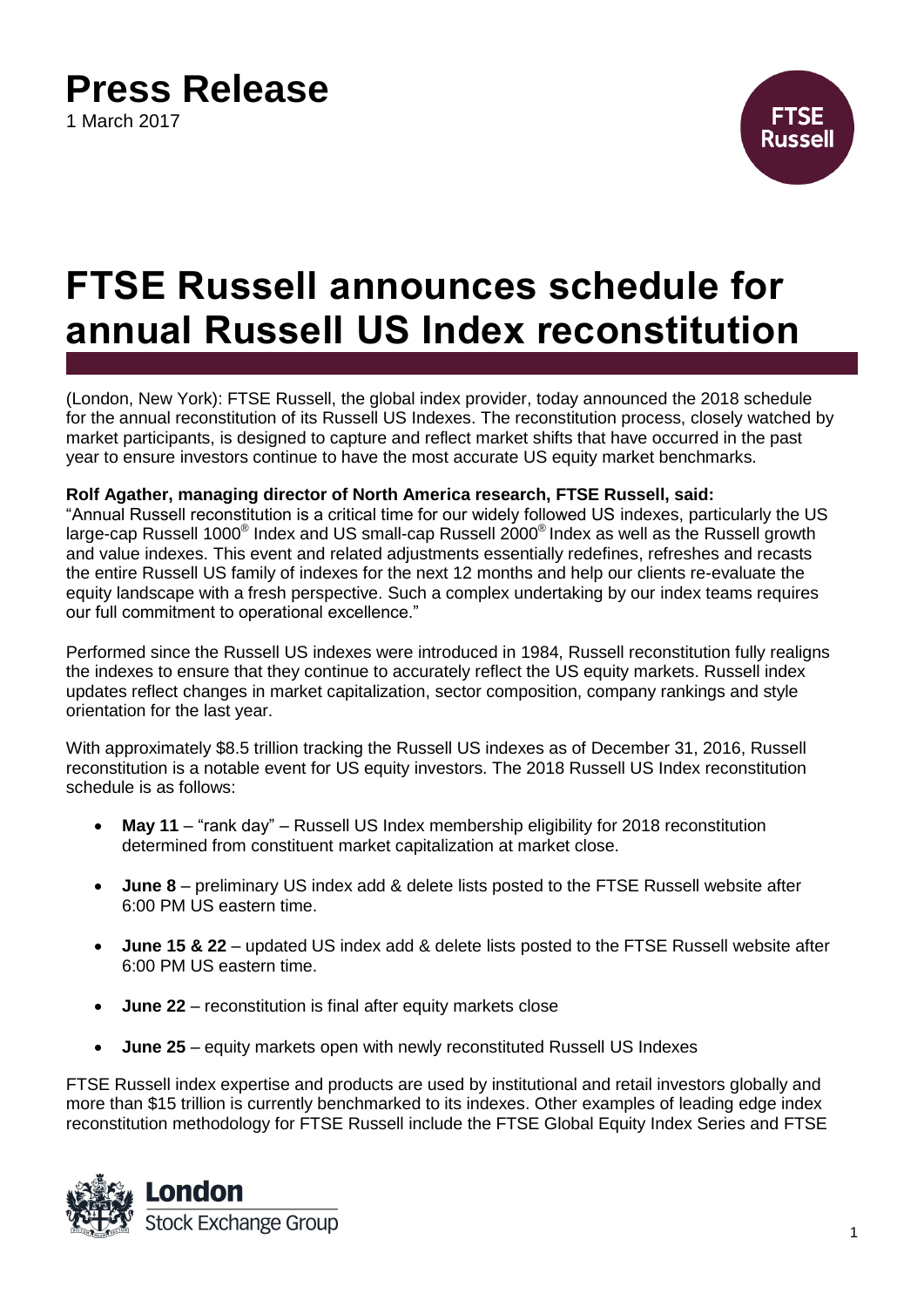# Press Release

1 March 2017

# FTSE Russell announces schedule for annual Russell US Index reconstitution

(London, New York): FTSE Russell, the global index provider, today announced the 2018 schedule for the annual reconstitution of its Russell US Indexes. The reconstitution process, closely watched by market participants, is designed to capture and reflect market shifts that have occurred in the past year to ensure investors continue to have the most accurate US equity market benchmarks.

**Rolf Agather, managing director of North America research, FTSE Russell, said:**
"Annual Russell reconstitution is a critical time for our widely followed US indexes, particularly the US large-cap Russell 1000® Index and US small-cap Russell 2000® Index as well as the Russell growth and value indexes. This event and related adjustments essentially redefines, refreshes and recasts the entire Russell US family of indexes for the next 12 months and help our clients re-evaluate the equity landscape with a fresh perspective. Such a complex undertaking by our index teams requires our full commitment to operational excellence."

Performed since the Russell US indexes were introduced in 1984, Russell reconstitution fully realigns the indexes to ensure that they continue to accurately reflect the US equity markets. Russell index updates reflect changes in market capitalization, sector composition, company rankings and style orientation for the last year.

With approximately $8.5 trillion tracking the Russell US indexes as of December 31, 2016, Russell reconstitution is a notable event for US equity investors. The 2018 Russell US Index reconstitution schedule is as follows:

- **May 11** – "rank day" – Russell US Index membership eligibility for 2018 reconstitution determined from constituent market capitalization at market close.
- **June 8** – preliminary US index add & delete lists posted to the FTSE Russell website after 6:00 PM US eastern time.
- **June 15 & 22** – updated US index add & delete lists posted to the FTSE Russell website after 6:00 PM US eastern time.
- **June 22** – reconstitution is final after equity markets close
- **June 25** – equity markets open with newly reconstituted Russell US Indexes

FTSE Russell index expertise and products are used by institutional and retail investors globally and more than $15 trillion is currently benchmarked to its indexes. Other examples of leading edge index reconstitution methodology for FTSE Russell include the FTSE Global Equity Index Series and FTSE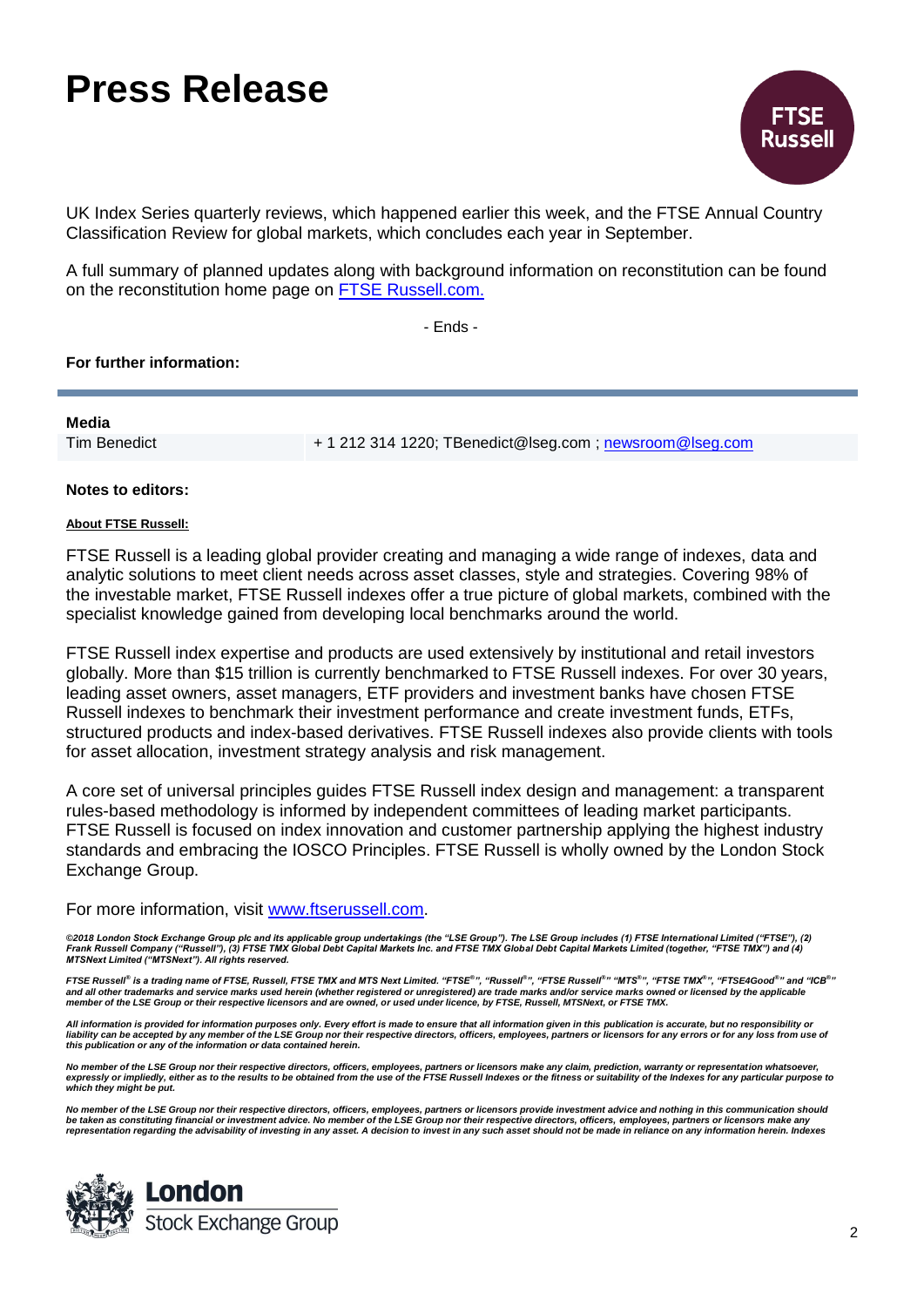UK Index Series quarterly reviews, which happened earlier this week, and the FTSE Annual Country Classification Review for global markets, which concludes each year in September.

A full summary of planned updates along with background information on reconstitution can be found on the reconstitution home page on [FTSE Russell.com.](FTSE Russell.com.)

- Ends -

**For further information:**

**Media**

| Tim Benedict | + 1 212 314 1220; TBenedict@lseg.com ; newsroom@lseg.com |
| --- | --- |

**Notes to editors:**

**About FTSE Russell:**

FTSE Russell is a leading global provider creating and managing a wide range of indexes, data and analytic solutions to meet client needs across asset classes, style and strategies. Covering 98% of the investable market, FTSE Russell indexes offer a true picture of global markets, combined with the specialist knowledge gained from developing local benchmarks around the world.

FTSE Russell index expertise and products are used extensively by institutional and retail investors globally. More than $15 trillion is currently benchmarked to FTSE Russell indexes. For over 30 years, leading asset owners, asset managers, ETF providers and investment banks have chosen FTSE Russell indexes to benchmark their investment performance and create investment funds, ETFs, structured products and index-based derivatives. FTSE Russell indexes also provide clients with tools for asset allocation, investment strategy analysis and risk management.

A core set of universal principles guides FTSE Russell index design and management: a transparent rules-based methodology is informed by independent committees of leading market participants. FTSE Russell is focused on index innovation and customer partnership applying the highest industry standards and embracing the IOSCO Principles. FTSE Russell is wholly owned by the London Stock Exchange Group.

For more information, visit [www.ftserussell.com](www.ftserussell.com).

***©2018 London Stock Exchange Group plc and its applicable group undertakings (the "LSE Group"). The LSE Group includes (1) FTSE International Limited ("FTSE"), (2) Frank Russell Company ("Russell"), (3) FTSE TMX Global Debt Capital Markets Inc. and FTSE TMX Global Debt Capital Markets Limited (together, "FTSE TMX") and (4) MTSNext Limited ("MTSNext"). All rights reserved.***

***FTSE Russell® is a trading name of FTSE, Russell, FTSE TMX and MTS Next Limited. "FTSE®", "Russell®", "FTSE Russell®" "MTS®", "FTSE TMX®", "FTSE4Good®" and "ICB®" and all other trademarks and service marks used herein (whether registered or unregistered) are trade marks and/or service marks owned or licensed by the applicable member of the LSE Group or their respective licensors and are owned, or used under licence, by FTSE, Russell, MTSNext, or FTSE TMX.***

***All information is provided for information purposes only. Every effort is made to ensure that all information given in this publication is accurate, but no responsibility or liability can be accepted by any member of the LSE Group nor their respective directors, officers, employees, partners or licensors for any errors or for any loss from use of this publication or any of the information or data contained herein.***

***No member of the LSE Group nor their respective directors, officers, employees, partners or licensors make any claim, prediction, warranty or representation whatsoever, expressly or impliedly, either as to the results to be obtained from the use of the FTSE Russell Indexes or the fitness or suitability of the Indexes for any particular purpose to which they might be put.***

***No member of the LSE Group nor their respective directors, officers, employees, partners or licensors provide investment advice and nothing in this communication should be taken as constituting financial or investment advice. No member of the LSE Group nor their respective directors, officers, employees, partners or licensors make any representation regarding the advisability of investing in any asset. A decision to invest in any such asset should not be made in reliance on any information herein. Indexes***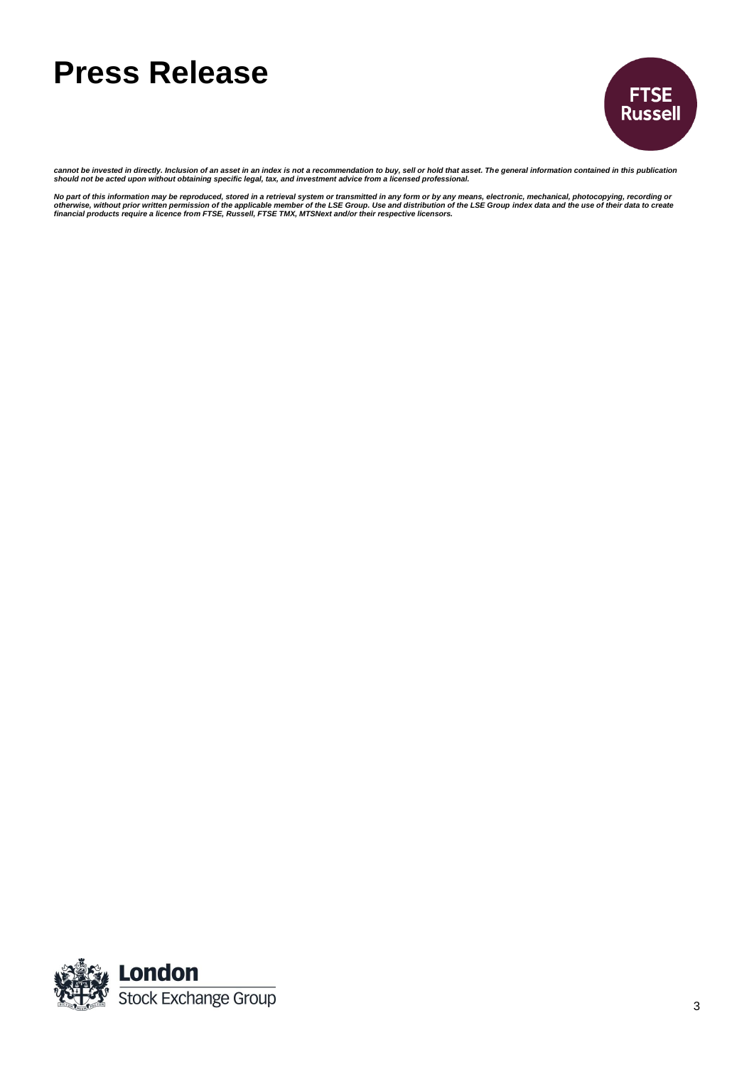*cannot be invested in directly. Inclusion of an asset in an index is not a recommendation to buy, sell or hold that asset. The general information contained in this publication should not be acted upon without obtaining specific legal, tax, and investment advice from a licensed professional.*

*No part of this information may be reproduced, stored in a retrieval system or transmitted in any form or by any means, electronic, mechanical, photocopying, recording or otherwise, without prior written permission of the applicable member of the LSE Group. Use and distribution of the LSE Group index data and the use of their data to create financial products require a licence from FTSE, Russell, FTSE TMX, MTSNext and/or their respective licensors.*